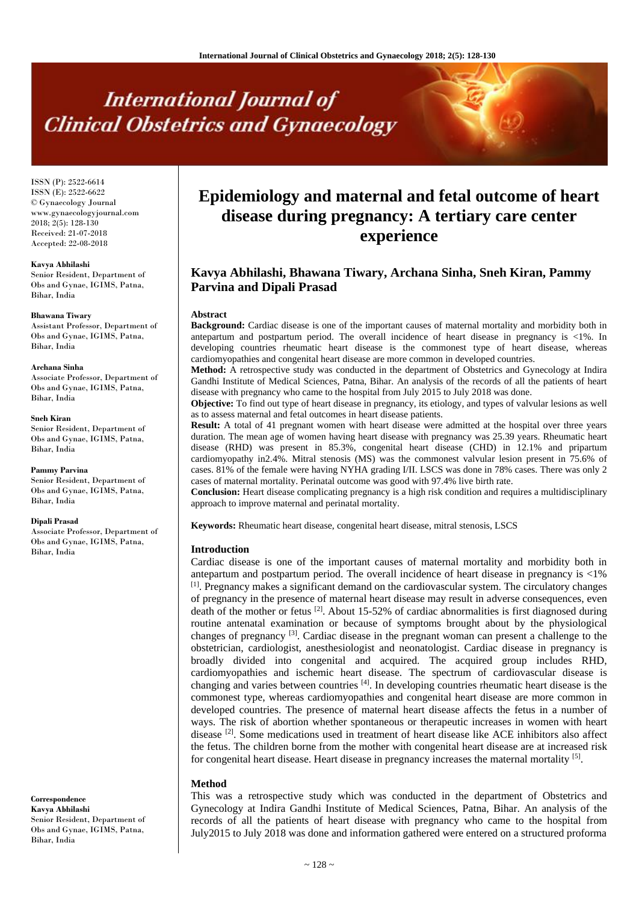ISSN (P): 2522-6614
ISSN (E): 2522-6622
© Gynaecology Journal
www.gynaecologyjournal.com
2018; 2(5): 128-130
Received: 21-07-2018
Accepted: 22-08-2018

**Kavya Abhilashi**
Senior Resident, Department of Obs and Gynae, IGIMS, Patna, Bihar, India

**Bhawana Tiwary**
Assistant Professor, Department of Obs and Gynae, IGIMS, Patna, Bihar, India

**Archana Sinha**
Associate Professor, Department of Obs and Gynae, IGIMS, Patna, Bihar, India

**Sneh Kiran**
Senior Resident, Department of Obs and Gynae, IGIMS, Patna, Bihar, India

**Pammy Parvina**
Senior Resident, Department of Obs and Gynae, IGIMS, Patna, Bihar, India

**Dipali Prasad**
Associate Professor, Department of Obs and Gynae, IGIMS, Patna, Bihar, India

**Correspondence**
**Kavya Abhilashi**
Senior Resident, Department of Obs and Gynae, IGIMS, Patna, Bihar, India

# Epidemiology and maternal and fetal outcome of heart disease during pregnancy: A tertiary care center experience

## Kavya Abhilashi, Bhawana Tiwary, Archana Sinha, Sneh Kiran, Pammy Parvina and Dipali Prasad

### Abstract

**Background:** Cardiac disease is one of the important causes of maternal mortality and morbidity both in antepartum and postpartum period. The overall incidence of heart disease in pregnancy is <1%. In developing countries rheumatic heart disease is the commonest type of heart disease, whereas cardiomyopathies and congenital heart disease are more common in developed countries.

**Method:** A retrospective study was conducted in the department of Obstetrics and Gynecology at Indira Gandhi Institute of Medical Sciences, Patna, Bihar. An analysis of the records of all the patients of heart disease with pregnancy who came to the hospital from July 2015 to July 2018 was done.

**Objective:** To find out type of heart disease in pregnancy, its etiology, and types of valvular lesions as well as to assess maternal and fetal outcomes in heart disease patients.

**Result:** A total of 41 pregnant women with heart disease were admitted at the hospital over three years duration. The mean age of women having heart disease with pregnancy was 25.39 years. Rheumatic heart disease (RHD) was present in 85.3%, congenital heart disease (CHD) in 12.1% and pripartum cardiomyopathy in2.4%. Mitral stenosis (MS) was the commonest valvular lesion present in 75.6% of cases. 81% of the female were having NYHA grading I/II. LSCS was done in 78% cases. There was only 2 cases of maternal mortality. Perinatal outcome was good with 97.4% live birth rate.

**Conclusion:** Heart disease complicating pregnancy is a high risk condition and requires a multidisciplinary approach to improve maternal and perinatal mortality.

**Keywords:** Rheumatic heart disease, congenital heart disease, mitral stenosis, LSCS

### Introduction

Cardiac disease is one of the important causes of maternal mortality and morbidity both in antepartum and postpartum period. The overall incidence of heart disease in pregnancy is <1% [1]. Pregnancy makes a significant demand on the cardiovascular system. The circulatory changes of pregnancy in the presence of maternal heart disease may result in adverse consequences, even death of the mother or fetus [2]. About 15-52% of cardiac abnormalities is first diagnosed during routine antenatal examination or because of symptoms brought about by the physiological changes of pregnancy [3]. Cardiac disease in the pregnant woman can present a challenge to the obstetrician, cardiologist, anesthesiologist and neonatologist. Cardiac disease in pregnancy is broadly divided into congenital and acquired. The acquired group includes RHD, cardiomyopathies and ischemic heart disease. The spectrum of cardiovascular disease is changing and varies between countries [4]. In developing countries rheumatic heart disease is the commonest type, whereas cardiomyopathies and congenital heart disease are more common in developed countries. The presence of maternal heart disease affects the fetus in a number of ways. The risk of abortion whether spontaneous or therapeutic increases in women with heart disease [2]. Some medications used in treatment of heart disease like ACE inhibitors also affect the fetus. The children borne from the mother with congenital heart disease are at increased risk for congenital heart disease. Heart disease in pregnancy increases the maternal mortality [5].

### Method

This was a retrospective study which was conducted in the department of Obstetrics and Gynecology at Indira Gandhi Institute of Medical Sciences, Patna, Bihar. An analysis of the records of all the patients of heart disease with pregnancy who came to the hospital from July2015 to July 2018 was done and information gathered were entered on a structured proforma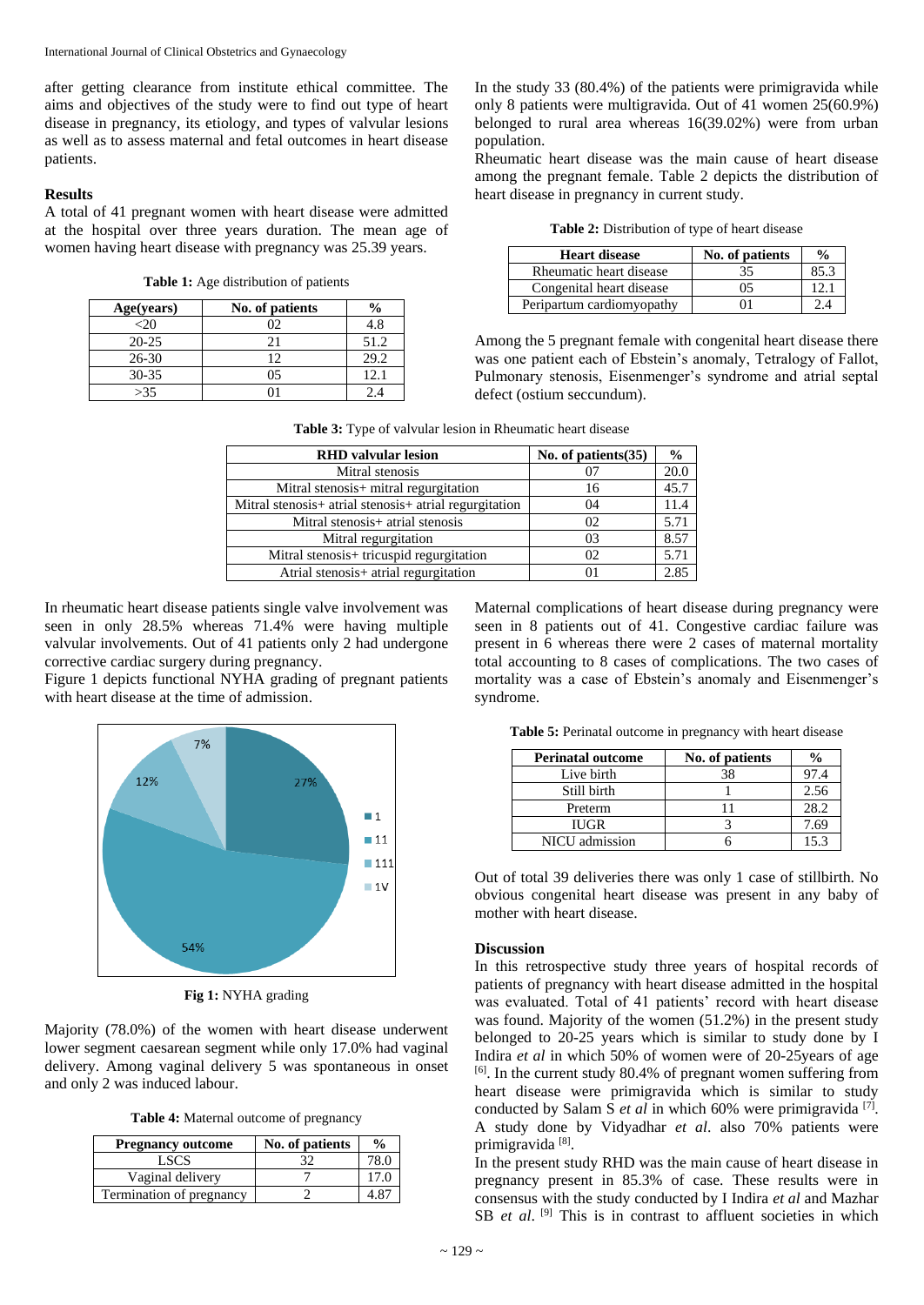after getting clearance from institute ethical committee. The aims and objectives of the study were to find out type of heart disease in pregnancy, its etiology, and types of valvular lesions as well as to assess maternal and fetal outcomes in heart disease patients.

## Results

A total of 41 pregnant women with heart disease were admitted at the hospital over three years duration. The mean age of women having heart disease with pregnancy was 25.39 years.

**Table 1:** Age distribution of patients

| Age(years) | No. of patients | % |
|---|---|---|
| <20 | 02 | 4.8 |
| 20-25 | 21 | 51.2 |
| 26-30 | 12 | 29.2 |
| 30-35 | 05 | 12.1 |
| >35 | 01 | 2.4 |

In the study 33 (80.4%) of the patients were primigravida while only 8 patients were multigravida. Out of 41 women 25(60.9%) belonged to rural area whereas 16(39.02%) were from urban population.

Rheumatic heart disease was the main cause of heart disease among the pregnant female. Table 2 depicts the distribution of heart disease in pregnancy in current study.

**Table 2:** Distribution of type of heart disease

| Heart disease | No. of patients | % |
|---|---|---|
| Rheumatic heart disease | 35 | 85.3 |
| Congenital heart disease | 05 | 12.1 |
| Peripartum cardiomyopathy | 01 | 2.4 |

Among the 5 pregnant female with congenital heart disease there was one patient each of Ebstein's anomaly, Tetralogy of Fallot, Pulmonary stenosis, Eisenmenger's syndrome and atrial septal defect (ostium seccundum).

**Table 3:** Type of valvular lesion in Rheumatic heart disease

| RHD valvular lesion | No. of patients(35) | % |
|---|---|---|
| Mitral stenosis | 07 | 20.0 |
| Mitral stenosis+ mitral regurgitation | 16 | 45.7 |
| Mitral stenosis+ atrial stenosis+ atrial regurgitation | 04 | 11.4 |
| Mitral stenosis+ atrial stenosis | 02 | 5.71 |
| Mitral regurgitation | 03 | 8.57 |
| Mitral stenosis+ tricuspid regurgitation | 02 | 5.71 |
| Atrial stenosis+ atrial regurgitation | 01 | 2.85 |

In rheumatic heart disease patients single valve involvement was seen in only 28.5% whereas 71.4% were having multiple valvular involvements. Out of 41 patients only 2 had undergone corrective cardiac surgery during pregnancy.

Figure 1 depicts functional NYHA grading of pregnant patients with heart disease at the time of admission.

| NYHA grade | % |
|---|---|
| 1 | 27% |
| 11 | 54% |
| 111 | 12% |
| 1V | 7% |

**Fig 1:** NYHA grading

Majority (78.0%) of the women with heart disease underwent lower segment caesarean segment while only 17.0% had vaginal delivery. Among vaginal delivery 5 was spontaneous in onset and only 2 was induced labour.

**Table 4:** Maternal outcome of pregnancy

| Pregnancy outcome | No. of patients | % |
|---|---|---|
| LSCS | 32 | 78.0 |
| Vaginal delivery | 7 | 17.0 |
| Termination of pregnancy | 2 | 4.87 |

Maternal complications of heart disease during pregnancy were seen in 8 patients out of 41. Congestive cardiac failure was present in 6 whereas there were 2 cases of maternal mortality total accounting to 8 cases of complications. The two cases of mortality was a case of Ebstein's anomaly and Eisenmenger's syndrome.

**Table 5:** Perinatal outcome in pregnancy with heart disease

| Perinatal outcome | No. of patients | % |
|---|---|---|
| Live birth | 38 | 97.4 |
| Still birth | 1 | 2.56 |
| Preterm | 11 | 28.2 |
| IUGR | 3 | 7.69 |
| NICU admission | 6 | 15.3 |

Out of total 39 deliveries there was only 1 case of stillbirth. No obvious congenital heart disease was present in any baby of mother with heart disease.

## Discussion

In this retrospective study three years of hospital records of patients of pregnancy with heart disease admitted in the hospital was evaluated. Total of 41 patients' record with heart disease was found. Majority of the women (51.2%) in the present study belonged to 20-25 years which is similar to study done by I Indira *et al* in which 50% of women were of 20-25years of age [6]. In the current study 80.4% of pregnant women suffering from heart disease were primigravida which is similar to study conducted by Salam S *et al* in which 60% were primigravida [7]. A study done by Vidyadhar *et al*. also 70% patients were primigravida [8].

In the present study RHD was the main cause of heart disease in pregnancy present in 85.3% of case. These results were in consensus with the study conducted by I Indira *et al* and Mazhar SB *et al*. [9] This is in contrast to affluent societies in which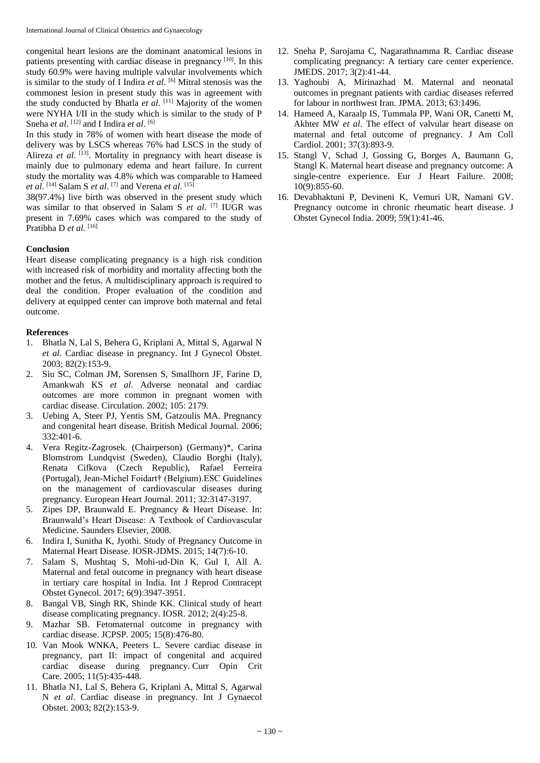congenital heart lesions are the dominant anatomical lesions in patients presenting with cardiac disease in pregnancy [10]. In this study 60.9% were having multiple valvular involvements which is similar to the study of I Indira *et al*. [6] Mitral stenosis was the commonest lesion in present study this was in agreement with the study conducted by Bhatla *et al*. [11] Majority of the women were NYHA I/II in the study which is similar to the study of P Sneha *et al*. [12] and I Indira *et al*. [6]

In this study in 78% of women with heart disease the mode of delivery was by LSCS whereas 76% had LSCS in the study of Alireza *et al*. [13]. Mortality in pregnancy with heart disease is mainly due to pulmonary edema and heart failure. In current study the mortality was 4.8% which was comparable to Hameed *et al*. [14] Salam S *et al*. [7] and Verena *et al.* [15]

38(97.4%) live birth was observed in the present study which was similar to that observed in Salam S *et al*. [7] IUGR was present in 7.69% cases which was compared to the study of Pratibha D *et al.* [16]

## Conclusion

Heart disease complicating pregnancy is a high risk condition with increased risk of morbidity and mortality affecting both the mother and the fetus. A multidisciplinary approach is required to deal the condition. Proper evaluation of the condition and delivery at equipped center can improve both maternal and fetal outcome.

## References

1. Bhatla N, Lal S, Behera G, Kriplani A, Mittal S, Agarwal N *et al*. Cardiac disease in pregnancy. Int J Gynecol Obstet. 2003; 82(2):153-9.
2. Siu SC, Colman JM, Sorensen S, Smallhorn JF, Farine D, Amankwah KS *et al*. Adverse neonatal and cardiac outcomes are more common in pregnant women with cardiac disease. Circulation. 2002; 105: 2179.
3. Uebing A, Steer PJ, Yentis SM, Gatzoulis MA. Pregnancy and congenital heart disease. British Medical Journal. 2006; 332:401-6.
4. Vera Regitz-Zagrosek. (Chairperson) (Germany)*, Carina Blomstrom Lundqvist (Sweden), Claudio Borghi (Italy), Renata Cifkova (Czech Republic), Rafael Ferreira (Portugal), Jean-Michel Foidart† (Belgium).ESC Guidelines on the management of cardiovascular diseases during pregnancy. European Heart Journal. 2011; 32:3147-3197.
5. Zipes DP, Braunwald E. Pregnancy & Heart Disease. In: Braunwald's Heart Disease: A Textbook of Cardiovascular Medicine. Saunders Elsevier, 2008.
6. Indira I, Sunitha K, Jyothi. Study of Pregnancy Outcome in Maternal Heart Disease. IOSR-JDMS. 2015; 14(7):6-10.
7. Salam S, Mushtaq S, Mohi-ud-Din K, Gul I, All A. Maternal and fetal outcome in pregnancy with heart disease in tertiary care hospital in India. Int J Reprod Contracept Obstet Gynecol. 2017; 6(9):3947-3951.
8. Bangal VB, Singh RK, Shinde KK. Clinical study of heart disease complicating pregnancy. IOSR. 2012; 2(4):25-8.
9. Mazhar SB. Fetomaternal outcome in pregnancy with cardiac disease. JCPSP. 2005; 15(8):476-80.
10. Van Mook WNKA, Peeters L. Severe cardiac disease in pregnancy, part II: impact of congenital and acquired cardiac disease during pregnancy. Curr Opin Crit Care. 2005; 11(5):435-448.
11. Bhatla N1, Lal S, Behera G, Kriplani A, Mittal S, Agarwal N *et al*. Cardiac disease in pregnancy. Int J Gynaecol Obstet. 2003; 82(2):153-9.
12. Sneha P, Sarojama C, Nagarathnamma R. Cardiac disease complicating pregnancy: A tertiary care center experience. JMEDS. 2017; 3(2):41-44.
13. Yaghoubi A, Mirinazhad M. Maternal and neonatal outcomes in pregnant patients with cardiac diseases referred for labour in northwest Iran. JPMA. 2013; 63:1496.
14. Hameed A, Karaalp IS, Tummala PP, Wani OR, Canetti M, Akhter MW *et al*. The effect of valvular heart disease on maternal and fetal outcome of pregnancy. J Am Coll Cardiol. 2001; 37(3):893-9.
15. Stangl V, Schad J, Gossing G, Borges A, Baumann G, Stangl K. Maternal heart disease and pregnancy outcome: A single-centre experience. Eur J Heart Failure. 2008; 10(9):855-60.
16. Devabhaktuni P, Devineni K, Vemuri UR, Namani GV. Pregnancy outcome in chronic rheumatic heart disease. J Obstet Gynecol India. 2009; 59(1):41-46.